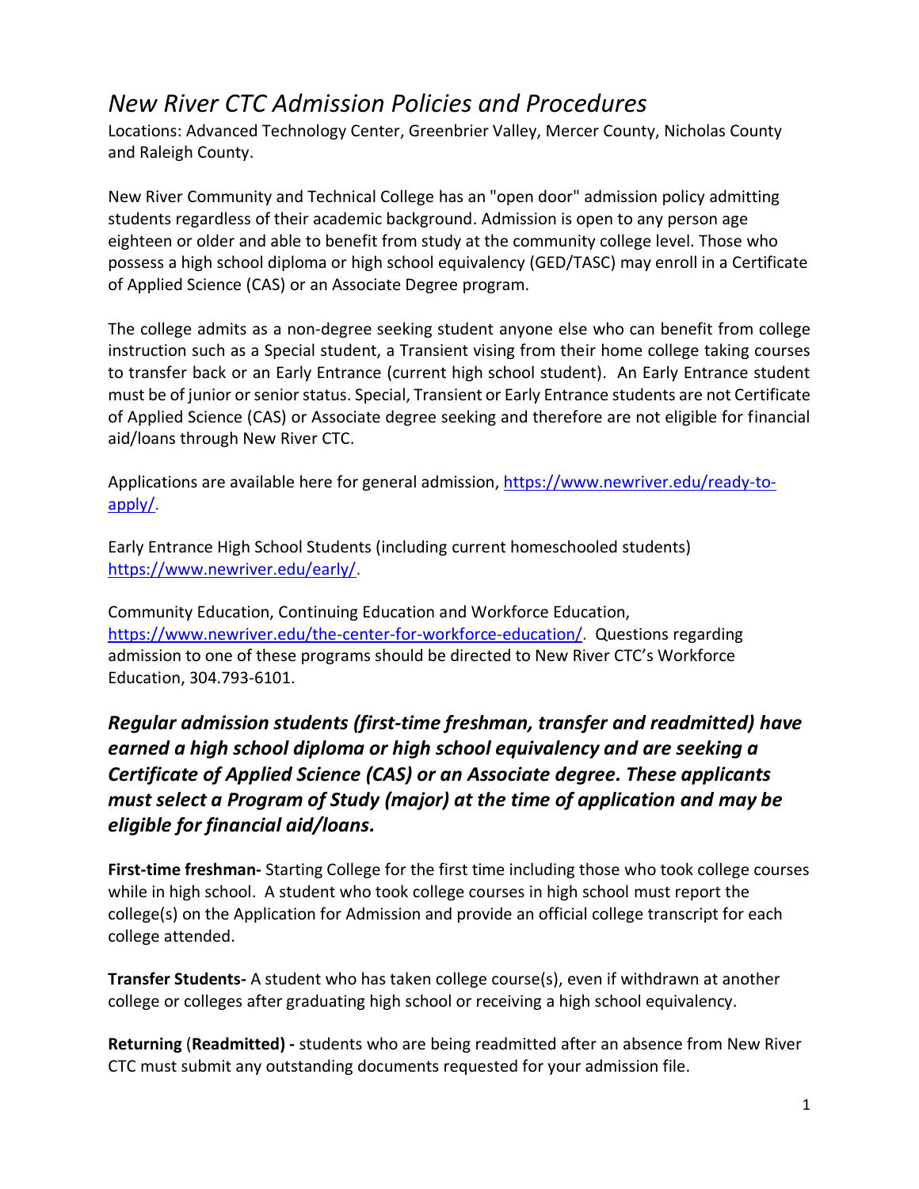# *New River CTC Admission Policies and Procedures*

Locations: Advanced Technology Center, Greenbrier Valley, Mercer County, Nicholas County and Raleigh County.

New River Community and Technical College has an "open door" admission policy admitting students regardless of their academic background. Admission is open to any person age eighteen or older and able to benefit from study at the community college level. Those who possess a high school diploma or high school equivalency (GED/TASC) may enroll in a Certificate of Applied Science (CAS) or an Associate Degree program.

The college admits as a non-degree seeking student anyone else who can benefit from college instruction such as a Special student, a Transient vising from their home college taking courses to transfer back or an Early Entrance (current high school student). An Early Entrance student must be of junior or senior status. Special, Transient or Early Entrance students are not Certificate of Applied Science (CAS) or Associate degree seeking and therefore are not eligible for financial aid/loans through New River CTC.

Applications are available here for general admission, [https://www.newriver.edu/ready-to-apply/](https://www.newriver.edu/ready-to-apply/).

Early Entrance High School Students (including current homeschooled students) [https://www.newriver.edu/early/](https://www.newriver.edu/early/).

Community Education, Continuing Education and Workforce Education, [https://www.newriver.edu/the-center-for-workforce-education/](https://www.newriver.edu/the-center-for-workforce-education/). Questions regarding admission to one of these programs should be directed to New River CTC's Workforce Education, 304.793-6101.

### ***Regular admission students (first-time freshman, transfer and readmitted) have earned a high school diploma or high school equivalency and are seeking a Certificate of Applied Science (CAS) or an Associate degree. These applicants must select a Program of Study (major) at the time of application and may be eligible for financial aid/loans.***

**First-time freshman-** Starting College for the first time including those who took college courses while in high school. A student who took college courses in high school must report the college(s) on the Application for Admission and provide an official college transcript for each college attended.

**Transfer Students-** A student who has taken college course(s), even if withdrawn at another college or colleges after graduating high school or receiving a high school equivalency.

**Returning (Readmitted) -** students who are being readmitted after an absence from New River CTC must submit any outstanding documents requested for your admission file.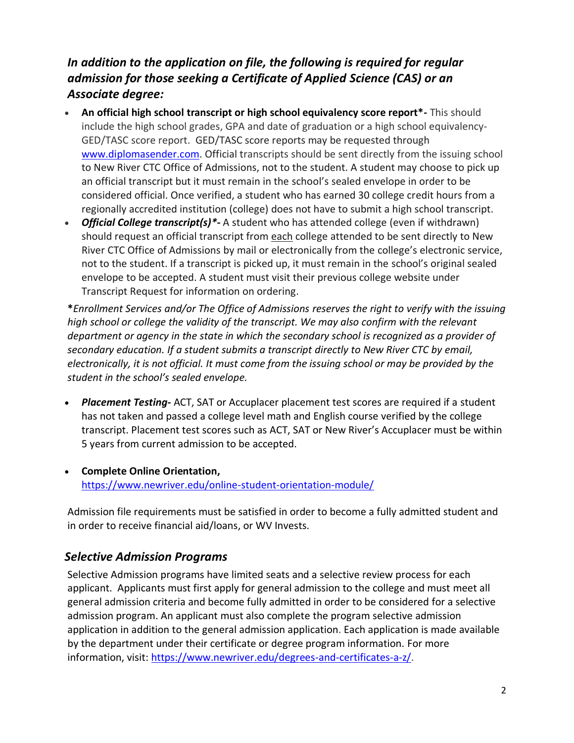### *In addition to the application on file, the following is required for regular admission for those seeking a Certificate of Applied Science (CAS) or an Associate degree:*

- **An official high school transcript or high school equivalency score report*-** This should include the high school grades, GPA and date of graduation or a high school equivalency-GED/TASC score report. GED/TASC score reports may be requested through [www.diplomasender.com](http://www.diplomasender.com). Official transcripts should be sent directly from the issuing school to New River CTC Office of Admissions, not to the student. A student may choose to pick up an official transcript but it must remain in the school's sealed envelope in order to be considered official. Once verified, a student who has earned 30 college credit hours from a regionally accredited institution (college) does not have to submit a high school transcript.
- ***Official College transcript(s)*-*** A student who has attended college (even if withdrawn) should request an official transcript from each college attended to be sent directly to New River CTC Office of Admissions by mail or electronically from the college's electronic service, not to the student. If a transcript is picked up, it must remain in the school's original sealed envelope to be accepted. A student must visit their previous college website under Transcript Request for information on ordering.

***Enrollment Services and/or The Office of Admissions reserves the right to verify with the issuing high school or college the validity of the transcript. We may also confirm with the relevant department or agency in the state in which the secondary school is recognized as a provider of secondary education. If a student submits a transcript directly to New River CTC by email, electronically, it is not official. It must come from the issuing school or may be provided by the student in the school's sealed envelope.*

- ***Placement Testing-*** ACT, SAT or Accuplacer placement test scores are required if a student has not taken and passed a college level math and English course verified by the college transcript. Placement test scores such as ACT, SAT or New River's Accuplacer must be within 5 years from current admission to be accepted.

- **Complete Online Orientation,** [https://www.newriver.edu/online-student-orientation-module/](https://www.newriver.edu/online-student-orientation-module/)

Admission file requirements must be satisfied in order to become a fully admitted student and in order to receive financial aid/loans, or WV Invests.

## *Selective Admission Programs*

Selective Admission programs have limited seats and a selective review process for each applicant. Applicants must first apply for general admission to the college and must meet all general admission criteria and become fully admitted in order to be considered for a selective admission program. An applicant must also complete the program selective admission application in addition to the general admission application. Each application is made available by the department under their certificate or degree program information. For more information, visit: [https://www.newriver.edu/degrees-and-certificates-a-z/](https://www.newriver.edu/degrees-and-certificates-a-z/).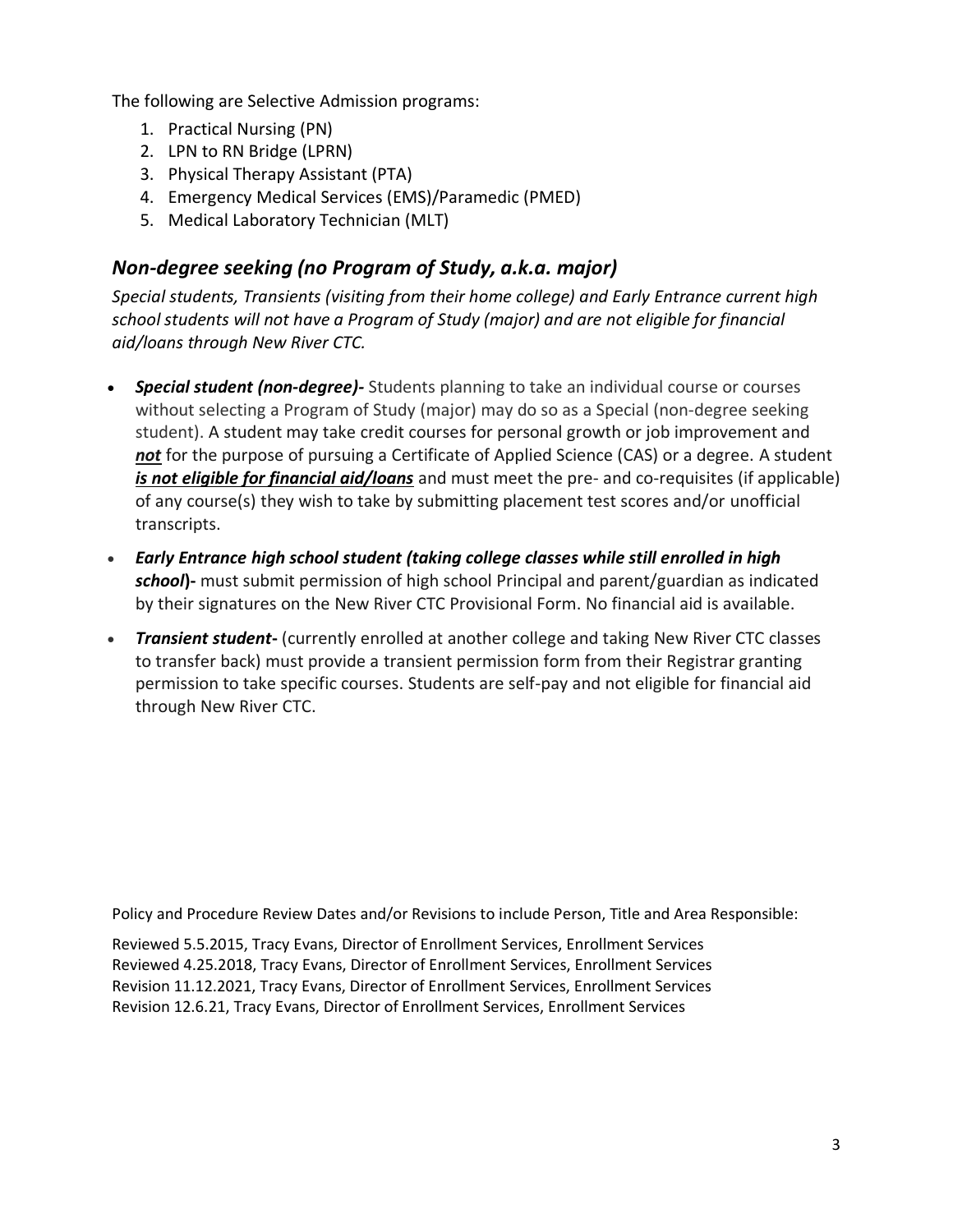The following are Selective Admission programs:

1. Practical Nursing (PN)
2. LPN to RN Bridge (LPRN)
3. Physical Therapy Assistant (PTA)
4. Emergency Medical Services (EMS)/Paramedic (PMED)
5. Medical Laboratory Technician (MLT)

## *Non-degree seeking (no Program of Study, a.k.a. major)*

*Special students, Transients (visiting from their home college) and Early Entrance current high school students will not have a Program of Study (major) and are not eligible for financial aid/loans through New River CTC.*

- ***Special student (non-degree)-*** Students planning to take an individual course or courses without selecting a Program of Study (major) may do so as a Special (non-degree seeking student). A student may take credit courses for personal growth or job improvement and ***not*** for the purpose of pursuing a Certificate of Applied Science (CAS) or a degree. A student ***is not eligible for financial aid/loans*** and must meet the pre- and co-requisites (if applicable) of any course(s) they wish to take by submitting placement test scores and/or unofficial transcripts.
- ***Early Entrance high school student (taking college classes while still enrolled in high school)-*** must submit permission of high school Principal and parent/guardian as indicated by their signatures on the New River CTC Provisional Form. No financial aid is available.
- ***Transient student-*** (currently enrolled at another college and taking New River CTC classes to transfer back) must provide a transient permission form from their Registrar granting permission to take specific courses. Students are self-pay and not eligible for financial aid through New River CTC.

Policy and Procedure Review Dates and/or Revisions to include Person, Title and Area Responsible:

Reviewed 5.5.2015, Tracy Evans, Director of Enrollment Services, Enrollment Services
Reviewed 4.25.2018, Tracy Evans, Director of Enrollment Services, Enrollment Services
Revision 11.12.2021, Tracy Evans, Director of Enrollment Services, Enrollment Services
Revision 12.6.21, Tracy Evans, Director of Enrollment Services, Enrollment Services